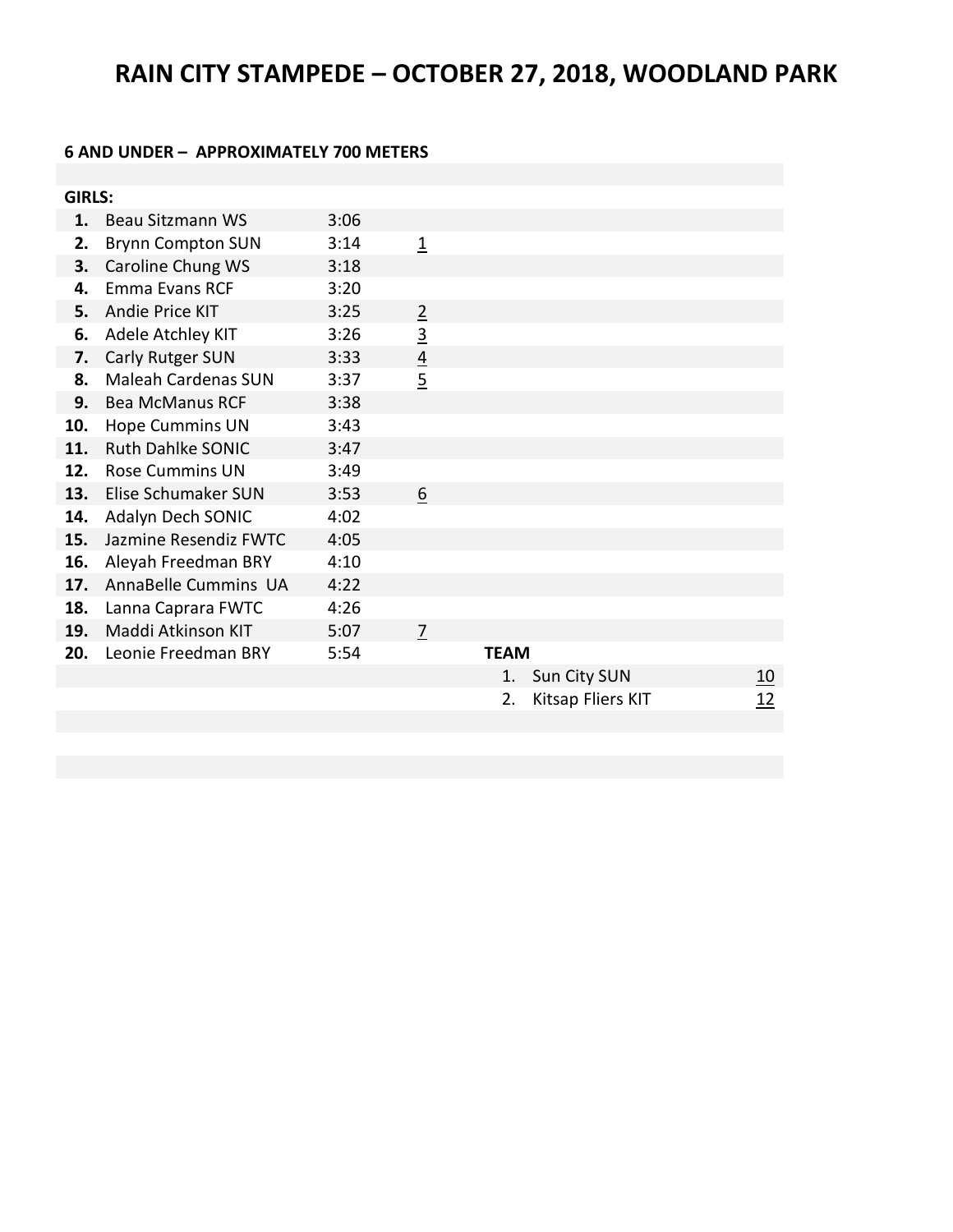# RAIN CITY STAMPEDE – OCTOBER 27, 2018, WOODLAND PARK

**6 AND UNDER – APPROXIMATELY 700 METERS**

**GIRLS:**

| Place | Name | Time | Team Place |
|---|---|---|---|
| **1.** | Beau Sitzmann WS | 3:06 | |
| **2.** | Brynn Compton SUN | 3:14 | 1 |
| **3.** | Caroline Chung WS | 3:18 | |
| **4.** | Emma Evans RCF | 3:20 | |
| **5.** | Andie Price KIT | 3:25 | 2 |
| **6.** | Adele Atchley KIT | 3:26 | 3 |
| **7.** | Carly Rutger SUN | 3:33 | 4 |
| **8.** | Maleah Cardenas SUN | 3:37 | 5 |
| **9.** | Bea McManus RCF | 3:38 | |
| **10.** | Hope Cummins UN | 3:43 | |
| **11.** | Ruth Dahlke SONIC | 3:47 | |
| **12.** | Rose Cummins UN | 3:49 | |
| **13.** | Elise Schumaker SUN | 3:53 | 6 |
| **14.** | Adalyn Dech SONIC | 4:02 | |
| **15.** | Jazmine Resendiz FWTC | 4:05 | |
| **16.** | Aleyah Freedman BRY | 4:10 | |
| **17.** | AnnaBelle Cummins UA | 4:22 | |
| **18.** | Lanna Caprara FWTC | 4:26 | |
| **19.** | Maddi Atkinson KIT | 5:07 | 7 |
| **20.** | Leonie Freedman BRY | 5:54 | |

**TEAM**

| Place | Team | Points |
|---|---|---|
| 1. | Sun City SUN | 10 |
| 2. | Kitsap Fliers KIT | 12 |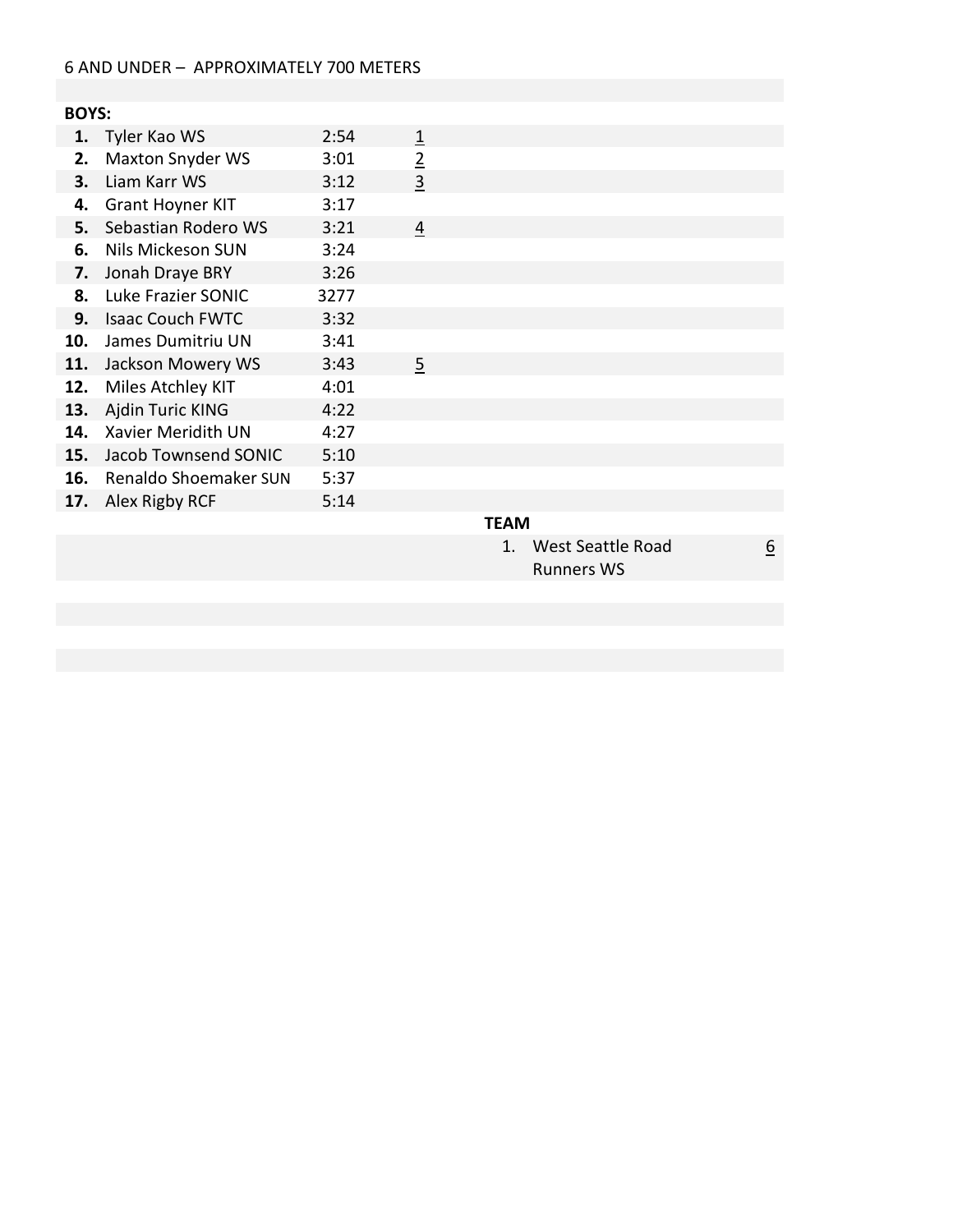6 AND UNDER – APPROXIMATELY 700 METERS

**BOYS:**

| Place | Name | Time | Team Score |
|---|---|---|---|
| **1.** | Tyler Kao WS | 2:54 | 1 |
| **2.** | Maxton Snyder WS | 3:01 | 2 |
| **3.** | Liam Karr WS | 3:12 | 3 |
| **4.** | Grant Hoyner KIT | 3:17 | |
| **5.** | Sebastian Rodero WS | 3:21 | 4 |
| **6.** | Nils Mickeson SUN | 3:24 | |
| **7.** | Jonah Draye BRY | 3:26 | |
| **8.** | Luke Frazier SONIC | 3277 | |
| **9.** | Isaac Couch FWTC | 3:32 | |
| **10.** | James Dumitriu UN | 3:41 | |
| **11.** | Jackson Mowery WS | 3:43 | 5 |
| **12.** | Miles Atchley KIT | 4:01 | |
| **13.** | Ajdin Turic KING | 4:22 | |
| **14.** | Xavier Meriditth UN | 4:27 | |
| **15.** | Jacob Townsend SONIC | 5:10 | |
| **16.** | Renaldo Shoemaker SUN | 5:37 | |
| **17.** | Alex Rigby RCF | 5:14 | |

**TEAM**

| Place | Team | Score |
|---|---|---|
| 1. | West Seattle Road Runners WS | 6 |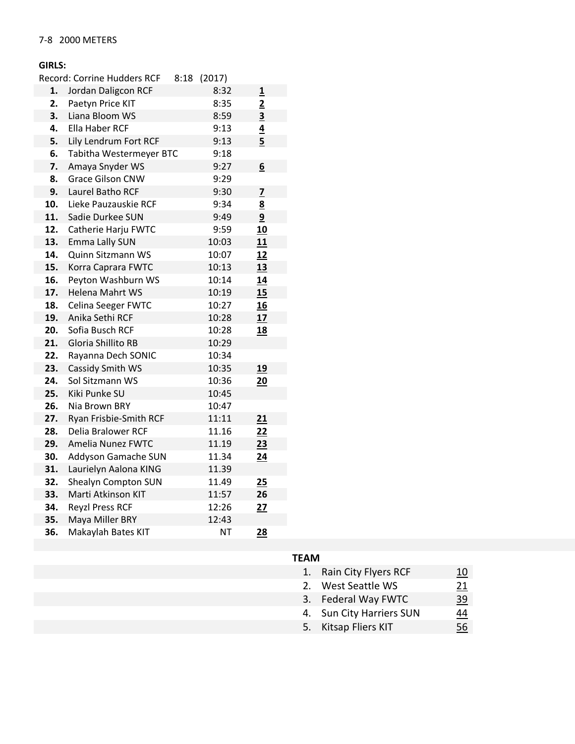7-8 2000 METERS

**GIRLS:**

Record: Corrine Hudders RCF 8:18 (2017)

| Place | Name | Time | Points |
|---|---|---|---|
| **1.** | Jordan Daligcon RCF | 8:32 | **1** |
| **2.** | Paetyn Price KIT | 8:35 | **2** |
| **3.** | Liana Bloom WS | 8:59 | **3** |
| **4.** | Ella Haber RCF | 9:13 | **4** |
| **5.** | Lily Lendrum Fort RCF | 9:13 | **5** |
| **6.** | Tabitha Westermeyer BTC | 9:18 | |
| **7.** | Amaya Snyder WS | 9:27 | **6** |
| **8.** | Grace Gilson CNW | 9:29 | |
| **9.** | Laurel Batho RCF | 9:30 | **7** |
| **10.** | Lieke Pauzauskie RCF | 9:34 | **8** |
| **11.** | Sadie Durkee SUN | 9:49 | **9** |
| **12.** | Catherie Harju FWTC | 9:59 | **10** |
| **13.** | Emma Lally SUN | 10:03 | **11** |
| **14.** | Quinn Sitzmann WS | 10:07 | **12** |
| **15.** | Korra Caprara FWTC | 10:13 | **13** |
| **16.** | Peyton Washburn WS | 10:14 | **14** |
| **17.** | Helena Mahrt WS | 10:19 | **15** |
| **18.** | Celina Seeger FWTC | 10:27 | **16** |
| **19.** | Anika Sethi RCF | 10:28 | **17** |
| **20.** | Sofia Busch RCF | 10:28 | **18** |
| **21.** | Gloria Shillito RB | 10:29 | |
| **22.** | Rayanna Dech SONIC | 10:34 | |
| **23.** | Cassidy Smith WS | 10:35 | **19** |
| **24.** | Sol Sitzmann WS | 10:36 | **20** |
| **25.** | Kiki Punke SU | 10:45 | |
| **26.** | Nia Brown BRY | 10:47 | |
| **27.** | Ryan Frisbie-Smith RCF | 11:11 | **21** |
| **28.** | Delia Bralower RCF | 11.16 | **22** |
| **29.** | Amelia Nunez FWTC | 11.19 | **23** |
| **30.** | Addyson Gamache SUN | 11.34 | **24** |
| **31.** | Laurielyn Aalona KING | 11.39 | |
| **32.** | Shealyn Compton SUN | 11.49 | **25** |
| **33.** | Marti Atkinson KIT | 11:57 | **26** |
| **34.** | Reyzl Press RCF | 12:26 | **27** |
| **35.** | Maya Miller BRY | 12:43 | |
| **36.** | Makaylah Bates KIT | NT | **28** |

**TEAM**

| Place | Team | Score |
|---|---|---|
| 1. | Rain City Flyers RCF | 10 |
| 2. | West Seattle WS | 21 |
| 3. | Federal Way FWTC | 39 |
| 4. | Sun City Harriers SUN | 44 |
| 5. | Kitsap Fliers KIT | 56 |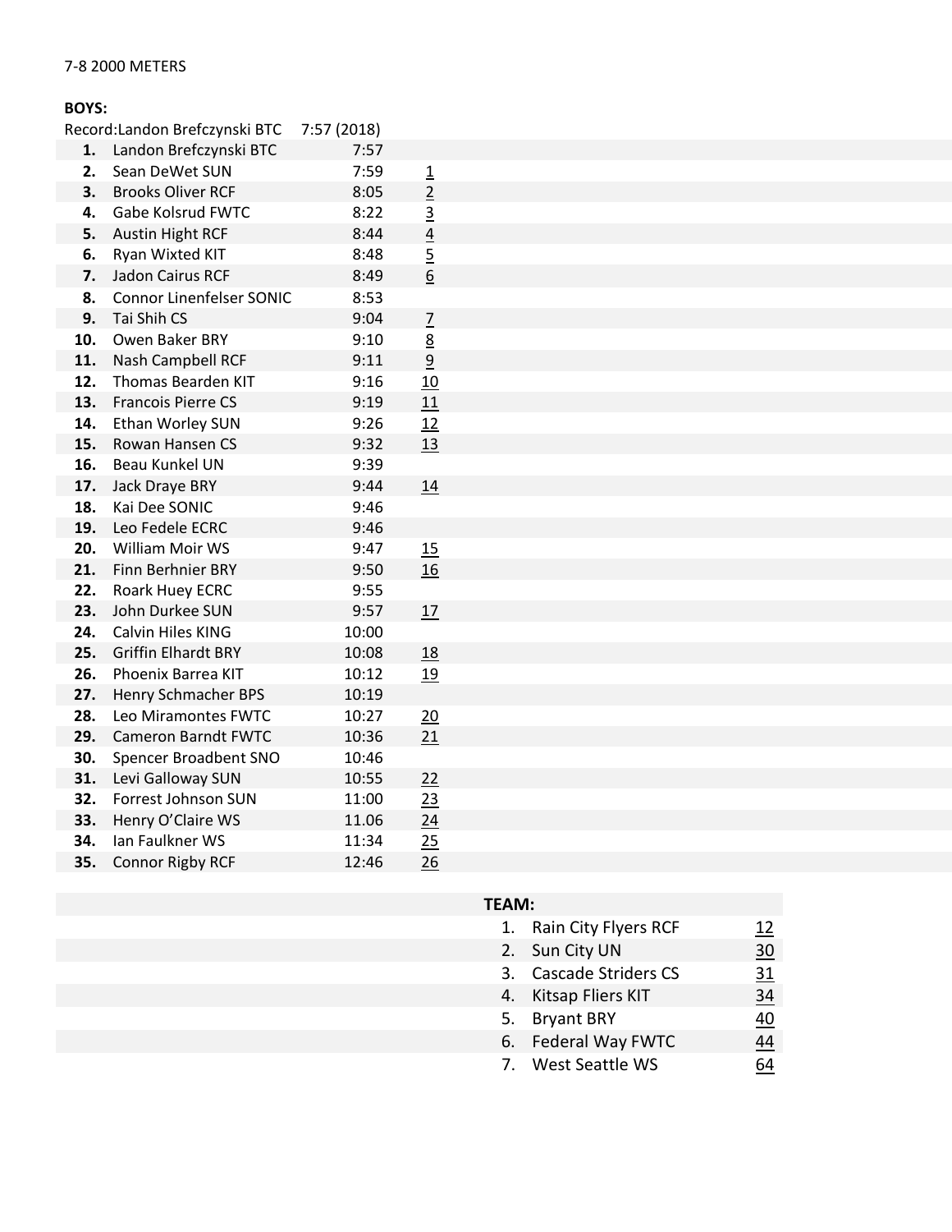7-8 2000 METERS

**BOYS:**

Record:Landon Brefczynski BTC 7:57 (2018)

| | Name | Time | Points |
|---|---|---|---|
| **1.** | Landon Brefczynski BTC | 7:57 | |
| **2.** | Sean DeWet SUN | 7:59 | 1 |
| **3.** | Brooks Oliver RCF | 8:05 | 2 |
| **4.** | Gabe Kolsrud FWTC | 8:22 | 3 |
| **5.** | Austin Hight RCF | 8:44 | 4 |
| **6.** | Ryan Wixted KIT | 8:48 | 5 |
| **7.** | Jadon Cairus RCF | 8:49 | 6 |
| **8.** | Connor Linenfelser SONIC | 8:53 | |
| **9.** | Tai Shih CS | 9:04 | 7 |
| **10.** | Owen Baker BRY | 9:10 | 8 |
| **11.** | Nash Campbell RCF | 9:11 | 9 |
| **12.** | Thomas Bearden KIT | 9:16 | 10 |
| **13.** | Francois Pierre CS | 9:19 | 11 |
| **14.** | Ethan Worley SUN | 9:26 | 12 |
| **15.** | Rowan Hansen CS | 9:32 | 13 |
| **16.** | Beau Kunkel UN | 9:39 | |
| **17.** | Jack Draye BRY | 9:44 | 14 |
| **18.** | Kai Dee SONIC | 9:46 | |
| **19.** | Leo Fedele ECRC | 9:46 | |
| **20.** | William Moir WS | 9:47 | 15 |
| **21.** | Finn Berhnier BRY | 9:50 | 16 |
| **22.** | Roark Huey ECRC | 9:55 | |
| **23.** | John Durkee SUN | 9:57 | 17 |
| **24.** | Calvin Hiles KING | 10:00 | |
| **25.** | Griffin Elhardt BRY | 10:08 | 18 |
| **26.** | Phoenix Barrea KIT | 10:12 | 19 |
| **27.** | Henry Schmacher BPS | 10:19 | |
| **28.** | Leo Miramontes FWTC | 10:27 | 20 |
| **29.** | Cameron Barndt FWTC | 10:36 | 21 |
| **30.** | Spencer Broadbent SNO | 10:46 | |
| **31.** | Levi Galloway SUN | 10:55 | 22 |
| **32.** | Forrest Johnson SUN | 11:00 | 23 |
| **33.** | Henry O'Claire WS | 11.06 | 24 |
| **34.** | Ian Faulkner WS | 11:34 | 25 |
| **35.** | Connor Rigby RCF | 12:46 | 26 |

**TEAM:**

| | Team | Points |
|---|---|---|
| 1. | Rain City Flyers RCF | 12 |
| 2. | Sun City UN | 30 |
| 3. | Cascade Striders CS | 31 |
| 4. | Kitsap Fliers KIT | 34 |
| 5. | Bryant BRY | 40 |
| 6. | Federal Way FWTC | 44 |
| 7. | West Seattle WS | 64 |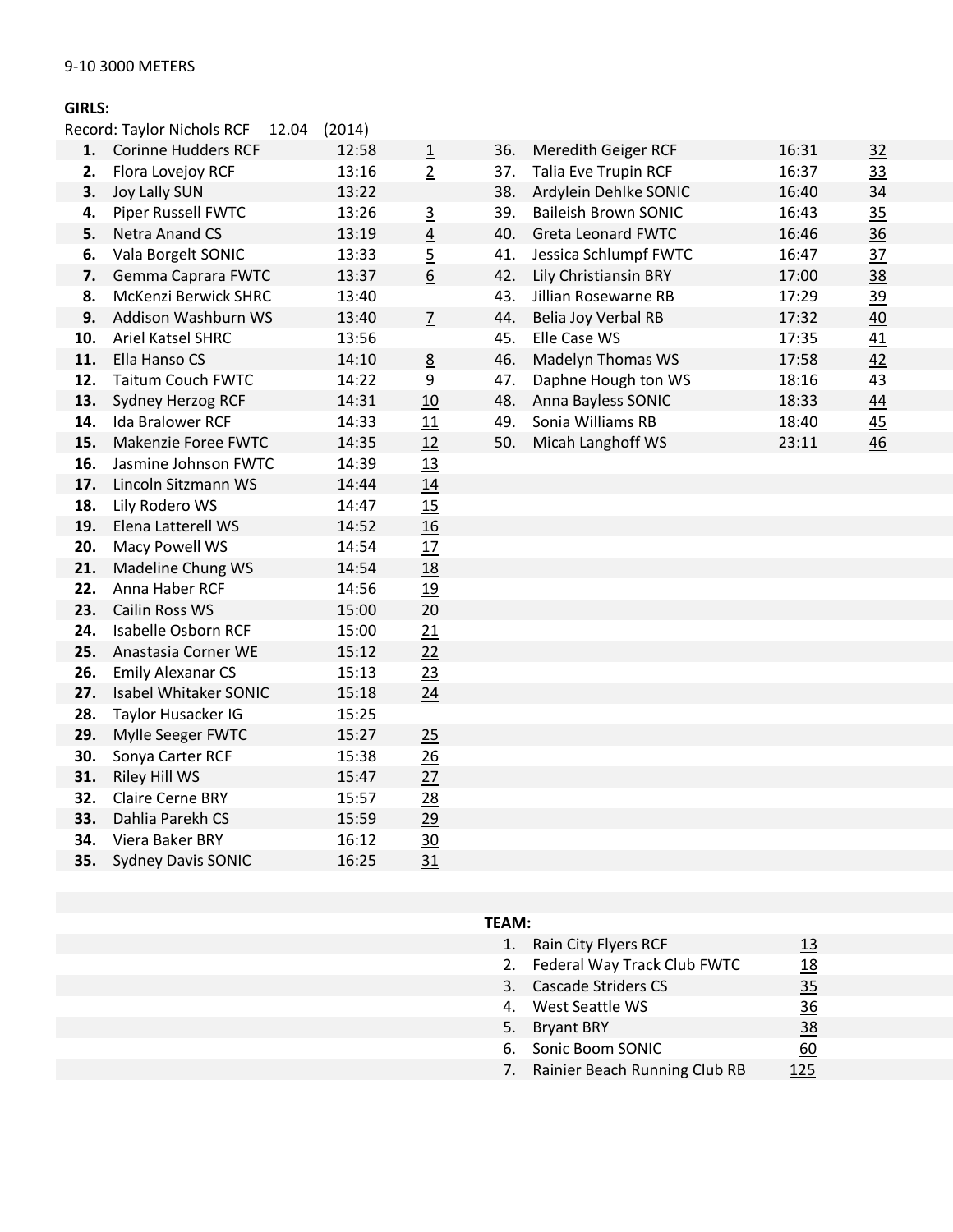9-10 3000 METERS

**GIRLS:**

Record: Taylor Nichols RCF 12.04 (2014)

| Place | Name | Time | Team Score |
|---|---|---|---|
| **1.** | Corinne Hudders RCF | 12:58 | 1 |
| **2.** | Flora Lovejoy RCF | 13:16 | 2 |
| **3.** | Joy Lally SUN | 13:22 | |
| **4.** | Piper Russell FWTC | 13:26 | 3 |
| **5.** | Netra Anand CS | 13:19 | 4 |
| **6.** | Vala Borgelt SONIC | 13:33 | 5 |
| **7.** | Gemma Caprara FWTC | 13:37 | 6 |
| **8.** | McKenzi Berwick SHRC | 13:40 | |
| **9.** | Addison Washburn WS | 13:40 | 7 |
| **10.** | Ariel Katsel SHRC | 13:56 | |
| **11.** | Ella Hanso CS | 14:10 | 8 |
| **12.** | Taitum Couch FWTC | 14:22 | 9 |
| **13.** | Sydney Herzog RCF | 14:31 | 10 |
| **14.** | Ida Bralower RCF | 14:33 | 11 |
| **15.** | Makenzie Foree FWTC | 14:35 | 12 |
| **16.** | Jasmine Johnson FWTC | 14:39 | 13 |
| **17.** | Lincoln Sitzmann WS | 14:44 | 14 |
| **18.** | Lily Rodero WS | 14:47 | 15 |
| **19.** | Elena Latterell WS | 14:52 | 16 |
| **20.** | Macy Powell WS | 14:54 | 17 |
| **21.** | Madeline Chung WS | 14:54 | 18 |
| **22.** | Anna Haber RCF | 14:56 | 19 |
| **23.** | Cailin Ross WS | 15:00 | 20 |
| **24.** | Isabelle Osborn RCF | 15:00 | 21 |
| **25.** | Anastasia Corner WE | 15:12 | 22 |
| **26.** | Emily Alexanar CS | 15:13 | 23 |
| **27.** | Isabel Whitaker SONIC | 15:18 | 24 |
| **28.** | Taylor Husacker IG | 15:25 | |
| **29.** | Mylle Seeger FWTC | 15:27 | 25 |
| **30.** | Sonya Carter RCF | 15:38 | 26 |
| **31.** | Riley Hill WS | 15:47 | 27 |
| **32.** | Claire Cerne BRY | 15:57 | 28 |
| **33.** | Dahlia Parekh CS | 15:59 | 29 |
| **34.** | Viera Baker BRY | 16:12 | 30 |
| **35.** | Sydney Davis SONIC | 16:25 | 31 |
| 36. | Meredith Geiger RCF | 16:31 | 32 |
| 37. | Talia Eve Trupin RCF | 16:37 | 33 |
| 38. | Ardylein Dehlke SONIC | 16:40 | 34 |
| 39. | Baileish Brown SONIC | 16:43 | 35 |
| 40. | Greta Leonard FWTC | 16:46 | 36 |
| 41. | Jessica Schlumpf FWTC | 16:47 | 37 |
| 42. | Lily Christiansin BRY | 17:00 | 38 |
| 43. | Jillian Rosewarne RB | 17:29 | 39 |
| 44. | Belia Joy Verbal RB | 17:32 | 40 |
| 45. | Elle Case WS | 17:35 | 41 |
| 46. | Madelyn Thomas WS | 17:58 | 42 |
| 47. | Daphne Hough ton WS | 18:16 | 43 |
| 48. | Anna Bayless SONIC | 18:33 | 44 |
| 49. | Sonia Williams RB | 18:40 | 45 |
| 50. | Micah Langhoff WS | 23:11 | 46 |

**TEAM:**

| Place | Team | Score |
|---|---|---|
| 1. | Rain City Flyers RCF | 13 |
| 2. | Federal Way Track Club FWTC | 18 |
| 3. | Cascade Striders CS | 35 |
| 4. | West Seattle WS | 36 |
| 5. | Bryant BRY | 38 |
| 6. | Sonic Boom SONIC | 60 |
| 7. | Rainier Beach Running Club RB | 125 |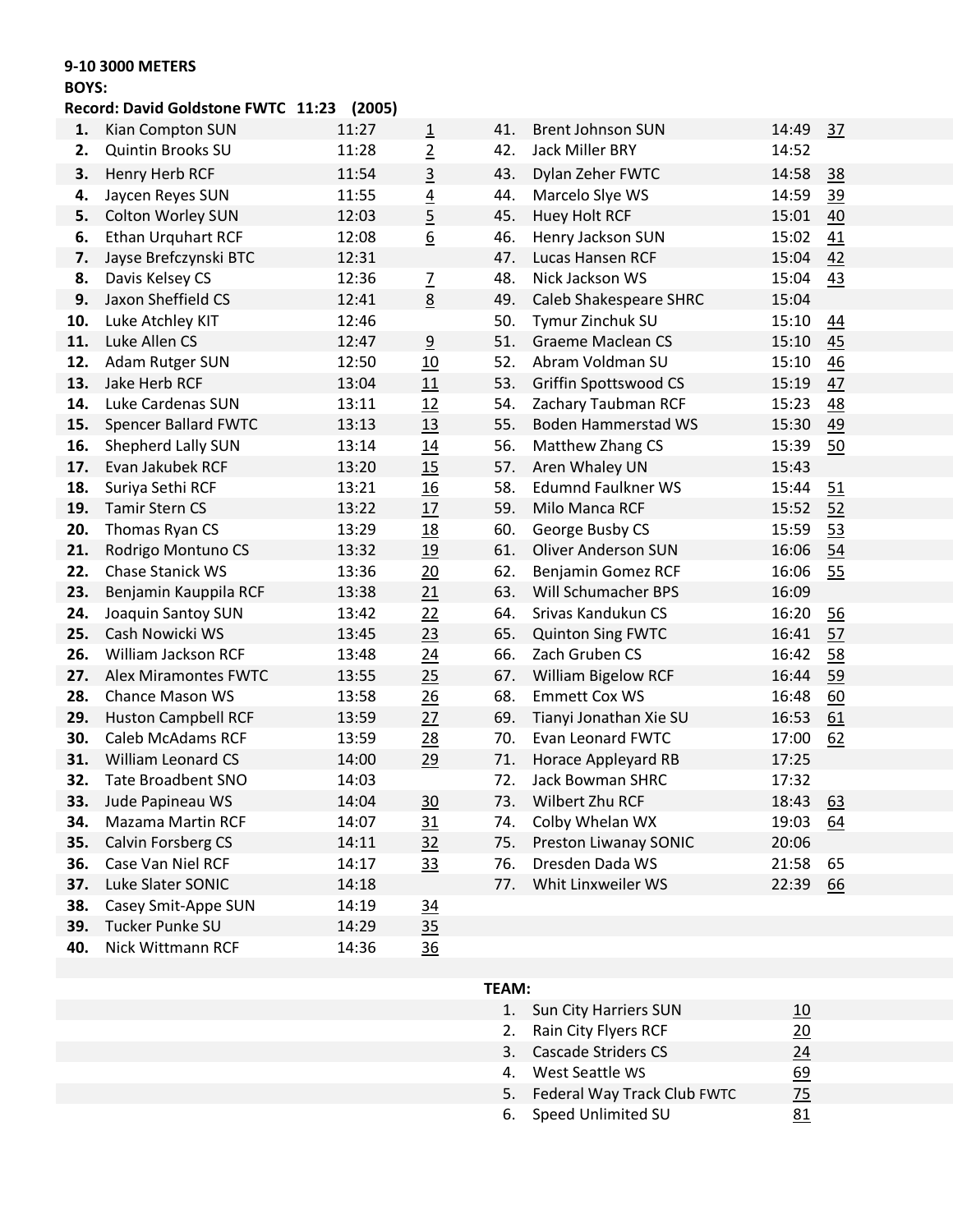**9-10 3000 METERS**

**BOYS:**

**Record: David Goldstone FWTC 11:23 (2005)**

| Place | Name | Time | Team Pts |
|---|---|---|---|
| **1.** | Kian Compton SUN | 11:27 | 1 |
| **2.** | Quintin Brooks SU | 11:28 | 2 |
| **3.** | Henry Herb RCF | 11:54 | 3 |
| **4.** | Jaycen Reyes SUN | 11:55 | 4 |
| **5.** | Colton Worley SUN | 12:03 | 5 |
| **6.** | Ethan Urquhart RCF | 12:08 | 6 |
| **7.** | Jayse Brefczynski BTC | 12:31 | |
| **8.** | Davis Kelsey CS | 12:36 | 7 |
| **9.** | Jaxon Sheffield CS | 12:41 | 8 |
| **10.** | Luke Atchley KIT | 12:46 | |
| **11.** | Luke Allen CS | 12:47 | 9 |
| **12.** | Adam Rutger SUN | 12:50 | 10 |
| **13.** | Jake Herb RCF | 13:04 | 11 |
| **14.** | Luke Cardenas SUN | 13:11 | 12 |
| **15.** | Spencer Ballard FWTC | 13:13 | 13 |
| **16.** | Shepherd Lally SUN | 13:14 | 14 |
| **17.** | Evan Jakubek RCF | 13:20 | 15 |
| **18.** | Suriya Sethi RCF | 13:21 | 16 |
| **19.** | Tamir Stern CS | 13:22 | 17 |
| **20.** | Thomas Ryan CS | 13:29 | 18 |
| **21.** | Rodrigo Montuno CS | 13:32 | 19 |
| **22.** | Chase Stanick WS | 13:36 | 20 |
| **23.** | Benjamin Kauppila RCF | 13:38 | 21 |
| **24.** | Joaquin Santoy SUN | 13:42 | 22 |
| **25.** | Cash Nowicki WS | 13:45 | 23 |
| **26.** | William Jackson RCF | 13:48 | 24 |
| **27.** | Alex Miramontes FWTC | 13:55 | 25 |
| **28.** | Chance Mason WS | 13:58 | 26 |
| **29.** | Huston Campbell RCF | 13:59 | 27 |
| **30.** | Caleb McAdams RCF | 13:59 | 28 |
| **31.** | William Leonard CS | 14:00 | 29 |
| **32.** | Tate Broadbent SNO | 14:03 | |
| **33.** | Jude Papineau WS | 14:04 | 30 |
| **34.** | Mazama Martin RCF | 14:07 | 31 |
| **35.** | Calvin Forsberg CS | 14:11 | 32 |
| **36.** | Case Van Niel RCF | 14:17 | 33 |
| **37.** | Luke Slater SONIC | 14:18 | |
| **38.** | Casey Smit-Appe SUN | 14:19 | 34 |
| **39.** | Tucker Punke SU | 14:29 | 35 |
| **40.** | Nick Wittmann RCF | 14:36 | 36 |
| 41. | Brent Johnson SUN | 14:49 | 37 |
| 42. | Jack Miller BRY | 14:52 | |
| 43. | Dylan Zeher FWTC | 14:58 | 38 |
| 44. | Marcelo Slye WS | 14:59 | 39 |
| 45. | Huey Holt RCF | 15:01 | 40 |
| 46. | Henry Jackson SUN | 15:02 | 41 |
| 47. | Lucas Hansen RCF | 15:04 | 42 |
| 48. | Nick Jackson WS | 15:04 | 43 |
| 49. | Caleb Shakespeare SHRC | 15:04 | |
| 50. | Tymur Zinchuk SU | 15:10 | 44 |
| 51. | Graeme Maclean CS | 15:10 | 45 |
| 52. | Abram Voldman SU | 15:10 | 46 |
| 53. | Griffin Spottswood CS | 15:19 | 47 |
| 54. | Zachary Taubman RCF | 15:23 | 48 |
| 55. | Boden Hammerstad WS | 15:30 | 49 |
| 56. | Matthew Zhang CS | 15:39 | 50 |
| 57. | Aren Whaley UN | 15:43 | |
| 58. | Edumnd Faulkner WS | 15:44 | 51 |
| 59. | Milo Manca RCF | 15:52 | 52 |
| 60. | George Busby CS | 15:59 | 53 |
| 61. | Oliver Anderson SUN | 16:06 | 54 |
| 62. | Benjamin Gomez RCF | 16:06 | 55 |
| 63. | Will Schumacher BPS | 16:09 | |
| 64. | Srivas Kandukun CS | 16:20 | 56 |
| 65. | Quinton Sing FWTC | 16:41 | 57 |
| 66. | Zach Gruben CS | 16:42 | 58 |
| 67. | William Bigelow RCF | 16:44 | 59 |
| 68. | Emmett Cox WS | 16:48 | 60 |
| 69. | Tianyi Jonathan Xie SU | 16:53 | 61 |
| 70. | Evan Leonard FWTC | 17:00 | 62 |
| 71. | Horace Appleyard RB | 17:25 | |
| 72. | Jack Bowman SHRC | 17:32 | |
| 73. | Wilbert Zhu RCF | 18:43 | 63 |
| 74. | Colby Whelan WX | 19:03 | 64 |
| 75. | Preston Liwanay SONIC | 20:06 | |
| 76. | Dresden Dada WS | 21:58 | 65 |
| 77. | Whit Linxweiler WS | 22:39 | 66 |

**TEAM:**

| Place | Team | Points |
|---|---|---|
| 1. | Sun City Harriers SUN | 10 |
| 2. | Rain City Flyers RCF | 20 |
| 3. | Cascade Striders CS | 24 |
| 4. | West Seattle WS | 69 |
| 5. | Federal Way Track Club FWTC | 75 |
| 6. | Speed Unlimited SU | 81 |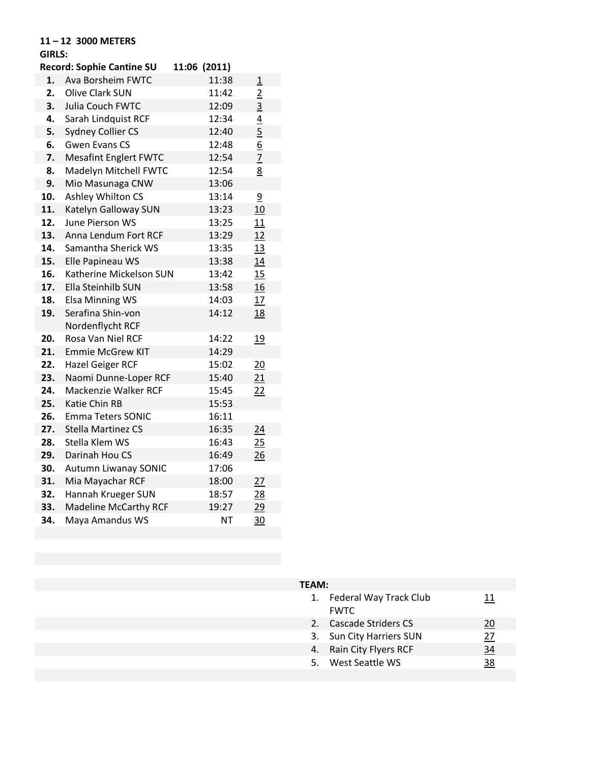**11 – 12 3000 METERS**

**GIRLS:**

**Record: Sophie Cantine SU 11:06 (2011)**

| Place | Name | Time | Points |
|---|---|---|---|
| **1.** | Ava Borsheim FWTC | 11:38 | 1 |
| **2.** | Olive Clark SUN | 11:42 | 2 |
| **3.** | Julia Couch FWTC | 12:09 | 3 |
| **4.** | Sarah Lindquist RCF | 12:34 | 4 |
| **5.** | Sydney Collier CS | 12:40 | 5 |
| **6.** | Gwen Evans CS | 12:48 | 6 |
| **7.** | Mesafint Englert FWTC | 12:54 | 7 |
| **8.** | Madelyn Mitchell FWTC | 12:54 | 8 |
| **9.** | Mio Masunaga CNW | 13:06 | |
| **10.** | Ashley Whilton CS | 13:14 | 9 |
| **11.** | Katelyn Galloway SUN | 13:23 | 10 |
| **12.** | June Pierson WS | 13:25 | 11 |
| **13.** | Anna Lendum Fort RCF | 13:29 | 12 |
| **14.** | Samantha Sherick WS | 13:35 | 13 |
| **15.** | Elle Papineau WS | 13:38 | 14 |
| **16.** | Katherine Mickelson SUN | 13:42 | 15 |
| **17.** | Ella Steinhilb SUN | 13:58 | 16 |
| **18.** | Elsa Minning WS | 14:03 | 17 |
| **19.** | Serafina Shin-von Nordenflycht RCF | 14:12 | 18 |
| **20.** | Rosa Van Niel RCF | 14:22 | 19 |
| **21.** | Emmie McGrew KIT | 14:29 | |
| **22.** | Hazel Geiger RCF | 15:02 | 20 |
| **23.** | Naomi Dunne-Loper RCF | 15:40 | 21 |
| **24.** | Mackenzie Walker RCF | 15:45 | 22 |
| **25.** | Katie Chin RB | 15:53 | |
| **26.** | Emma Teters SONIC | 16:11 | |
| **27.** | Stella Martinez CS | 16:35 | 24 |
| **28.** | Stella Klem WS | 16:43 | 25 |
| **29.** | Darinah Hou CS | 16:49 | 26 |
| **30.** | Autumn Liwanay SONIC | 17:06 | |
| **31.** | Mia Mayachar RCF | 18:00 | 27 |
| **32.** | Hannah Krueger SUN | 18:57 | 28 |
| **33.** | Madeline McCarthy RCF | 19:27 | 29 |
| **34.** | Maya Amandus WS | NT | 30 |

**TEAM:**

| Place | Team | Points |
|---|---|---|
| 1. | Federal Way Track Club FWTC | 11 |
| 2. | Cascade Striders CS | 20 |
| 3. | Sun City Harriers SUN | 27 |
| 4. | Rain City Flyers RCF | 34 |
| 5. | West Seattle WS | 38 |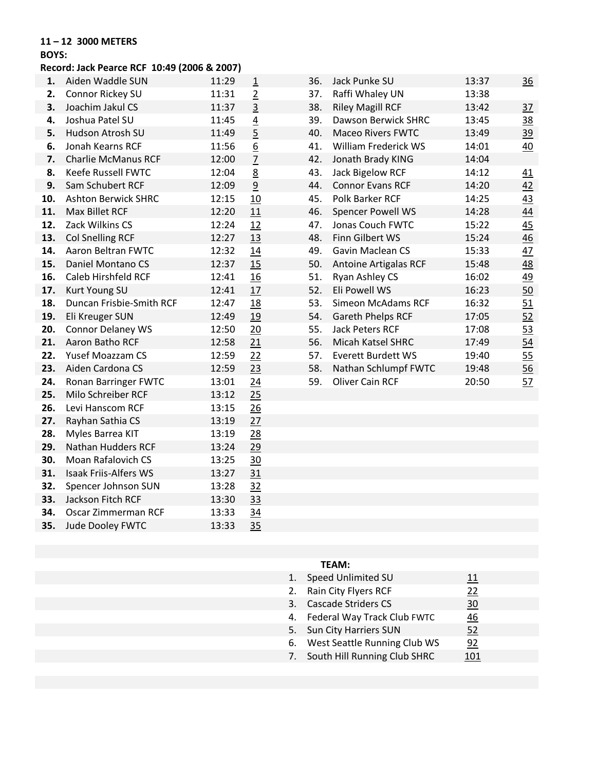**11 – 12 3000 METERS**

**BOYS:**

**Record: Jack Pearce RCF 10:49 (2006 & 2007)**

| Place | Name | Time | Score |
|---|---|---|---|
| **1.** | Aiden Waddle SUN | 11:29 | 1 |
| **2.** | Connor Rickey SU | 11:31 | 2 |
| **3.** | Joachim Jakul CS | 11:37 | 3 |
| **4.** | Joshua Patel SU | 11:45 | 4 |
| **5.** | Hudson Atrosh SU | 11:49 | 5 |
| **6.** | Jonah Kearns RCF | 11:56 | 6 |
| **7.** | Charlie McManus RCF | 12:00 | 7 |
| **8.** | Keefe Russell FWTC | 12:04 | 8 |
| **9.** | Sam Schubert RCF | 12:09 | 9 |
| **10.** | Ashton Berwick SHRC | 12:15 | 10 |
| **11.** | Max Billet RCF | 12:20 | 11 |
| **12.** | Zack Wilkins CS | 12:24 | 12 |
| **13.** | Col Snelling RCF | 12:27 | 13 |
| **14.** | Aaron Beltran FWTC | 12:32 | 14 |
| **15.** | Daniel Montano CS | 12:37 | 15 |
| **16.** | Caleb Hirshfeld RCF | 12:41 | 16 |
| **17.** | Kurt Young SU | 12:41 | 17 |
| **18.** | Duncan Frisbie-Smith RCF | 12:47 | 18 |
| **19.** | Eli Kreuger SUN | 12:49 | 19 |
| **20.** | Connor Delaney WS | 12:50 | 20 |
| **21.** | Aaron Batho RCF | 12:58 | 21 |
| **22.** | Yusef Moazzam CS | 12:59 | 22 |
| **23.** | Aiden Cardona CS | 12:59 | 23 |
| **24.** | Ronan Barringer FWTC | 13:01 | 24 |
| **25.** | Milo Schreiber RCF | 13:12 | 25 |
| **26.** | Levi Hanscom RCF | 13:15 | 26 |
| **27.** | Rayhan Sathia CS | 13:19 | 27 |
| **28.** | Myles Barrea KIT | 13:19 | 28 |
| **29.** | Nathan Hudders RCF | 13:24 | 29 |
| **30.** | Moan Rafalovich CS | 13:25 | 30 |
| **31.** | Isaak Friis-Alfers WS | 13:27 | 31 |
| **32.** | Spencer Johnson SUN | 13:28 | 32 |
| **33.** | Jackson Fitch RCF | 13:30 | 33 |
| **34.** | Oscar Zimmerman RCF | 13:33 | 34 |
| **35.** | Jude Dooley FWTC | 13:33 | 35 |
| 36. | Jack Punke SU | 13:37 | 36 |
| 37. | Raffi Whaley UN | 13:38 | |
| 38. | Riley Magill RCF | 13:42 | 37 |
| 39. | Dawson Berwick SHRC | 13:45 | 38 |
| 40. | Maceo Rivers FWTC | 13:49 | 39 |
| 41. | William Frederick WS | 14:01 | 40 |
| 42. | Jonath Brady KING | 14:04 | |
| 43. | Jack Bigelow RCF | 14:12 | 41 |
| 44. | Connor Evans RCF | 14:20 | 42 |
| 45. | Polk Barker RCF | 14:25 | 43 |
| 46. | Spencer Powell WS | 14:28 | 44 |
| 47. | Jonas Couch FWTC | 15:22 | 45 |
| 48. | Finn Gilbert WS | 15:24 | 46 |
| 49. | Gavin Maclean CS | 15:33 | 47 |
| 50. | Antoine Artigalas RCF | 15:48 | 48 |
| 51. | Ryan Ashley CS | 16:02 | 49 |
| 52. | Eli Powell WS | 16:23 | 50 |
| 53. | Simeon McAdams RCF | 16:32 | 51 |
| 54. | Gareth Phelps RCF | 17:05 | 52 |
| 55. | Jack Peters RCF | 17:08 | 53 |
| 56. | Micah Katsel SHRC | 17:49 | 54 |
| 57. | Everett Burdett WS | 19:40 | 55 |
| 58. | Nathan Schlumpf FWTC | 19:48 | 56 |
| 59. | Oliver Cain RCF | 20:50 | 57 |

**TEAM:**

| Place | Team | Score |
|---|---|---|
| 1. | Speed Unlimited SU | 11 |
| 2. | Rain City Flyers RCF | 22 |
| 3. | Cascade Striders CS | 30 |
| 4. | Federal Way Track Club FWTC | 46 |
| 5. | Sun City Harriers SUN | 52 |
| 6. | West Seattle Running Club WS | 92 |
| 7. | South Hill Running Club SHRC | 101 |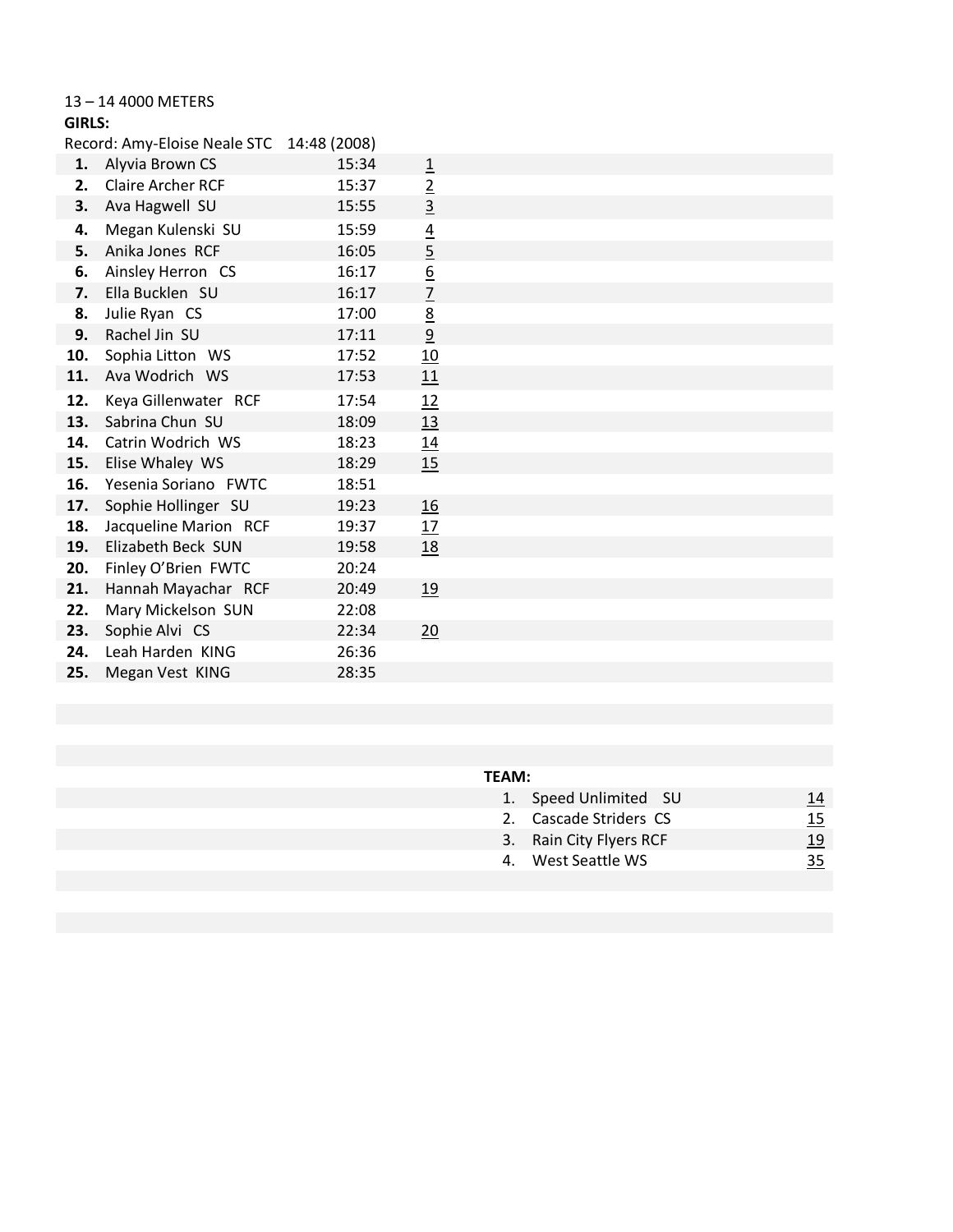13 – 14 4000 METERS

**GIRLS:**

Record: Amy-Eloise Neale STC 14:48 (2008)

| Place | Name | Time | Team Score |
|---|---|---|---|
| **1.** | Alyvia Brown CS | 15:34 | 1 |
| **2.** | Claire Archer RCF | 15:37 | 2 |
| **3.** | Ava Hagwell SU | 15:55 | 3 |
| **4.** | Megan Kulenski SU | 15:59 | 4 |
| **5.** | Anika Jones RCF | 16:05 | 5 |
| **6.** | Ainsley Herron CS | 16:17 | 6 |
| **7.** | Ella Bucklen SU | 16:17 | 7 |
| **8.** | Julie Ryan CS | 17:00 | 8 |
| **9.** | Rachel Jin SU | 17:11 | 9 |
| **10.** | Sophia Litton WS | 17:52 | 10 |
| **11.** | Ava Wodrich WS | 17:53 | 11 |
| **12.** | Keya Gillenwater RCF | 17:54 | 12 |
| **13.** | Sabrina Chun SU | 18:09 | 13 |
| **14.** | Catrin Wodrich WS | 18:23 | 14 |
| **15.** | Elise Whaley WS | 18:29 | 15 |
| **16.** | Yesenia Soriano FWTC | 18:51 | |
| **17.** | Sophie Hollinger SU | 19:23 | 16 |
| **18.** | Jacqueline Marion RCF | 19:37 | 17 |
| **19.** | Elizabeth Beck SUN | 19:58 | 18 |
| **20.** | Finley O'Brien FWTC | 20:24 | |
| **21.** | Hannah Mayachar RCF | 20:49 | 19 |
| **22.** | Mary Mickelson SUN | 22:08 | |
| **23.** | Sophie Alvi CS | 22:34 | 20 |
| **24.** | Leah Harden KING | 26:36 | |
| **25.** | Megan Vest KING | 28:35 | |

**TEAM:**

| Place | Team | Score |
|---|---|---|
| 1. | Speed Unlimited SU | 14 |
| 2. | Cascade Striders CS | 15 |
| 3. | Rain City Flyers RCF | 19 |
| 4. | West Seattle WS | 35 |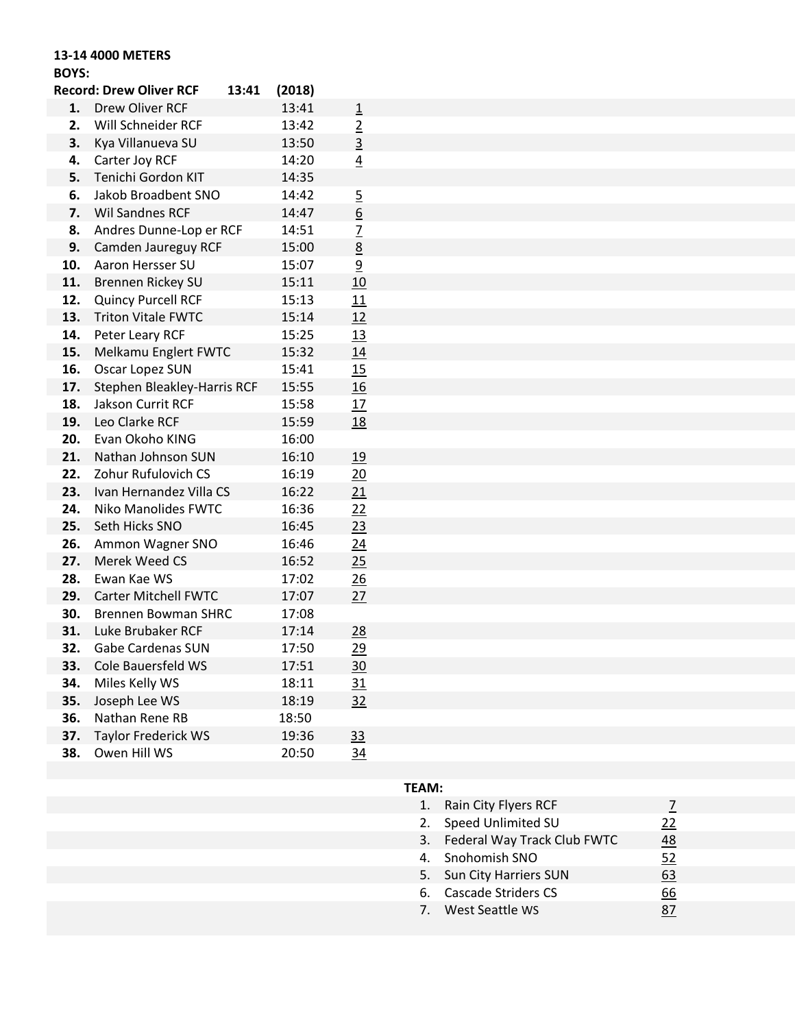**13-14 4000 METERS**

**BOYS:**

**Record: Drew Oliver RCF 13:41 (2018)**

| Place | Name | Time | Team Points |
|---|---|---|---|
| **1.** | Drew Oliver RCF | 13:41 | 1 |
| **2.** | Will Schneider RCF | 13:42 | 2 |
| **3.** | Kya Villanueva SU | 13:50 | 3 |
| **4.** | Carter Joy RCF | 14:20 | 4 |
| **5.** | Tenichi Gordon KIT | 14:35 | |
| **6.** | Jakob Broadbent SNO | 14:42 | 5 |
| **7.** | Wil Sandnes RCF | 14:47 | 6 |
| **8.** | Andres Dunne-Lop er RCF | 14:51 | 7 |
| **9.** | Camden Jaureguy RCF | 15:00 | 8 |
| **10.** | Aaron Hersser SU | 15:07 | 9 |
| **11.** | Brennen Rickey SU | 15:11 | 10 |
| **12.** | Quincy Purcell RCF | 15:13 | 11 |
| **13.** | Triton Vitale FWTC | 15:14 | 12 |
| **14.** | Peter Leary RCF | 15:25 | 13 |
| **15.** | Melkamu Englert FWTC | 15:32 | 14 |
| **16.** | Oscar Lopez SUN | 15:41 | 15 |
| **17.** | Stephen Bleakley-Harris RCF | 15:55 | 16 |
| **18.** | Jakson Currit RCF | 15:58 | 17 |
| **19.** | Leo Clarke RCF | 15:59 | 18 |
| **20.** | Evan Okoho KING | 16:00 | |
| **21.** | Nathan Johnson SUN | 16:10 | 19 |
| **22.** | Zohur Rufulovich CS | 16:19 | 20 |
| **23.** | Ivan Hernandez Villa CS | 16:22 | 21 |
| **24.** | Niko Manolides FWTC | 16:36 | 22 |
| **25.** | Seth Hicks SNO | 16:45 | 23 |
| **26.** | Ammon Wagner SNO | 16:46 | 24 |
| **27.** | Merek Weed CS | 16:52 | 25 |
| **28.** | Ewan Kae WS | 17:02 | 26 |
| **29.** | Carter Mitchell FWTC | 17:07 | 27 |
| **30.** | Brennen Bowman SHRC | 17:08 | |
| **31.** | Luke Brubaker RCF | 17:14 | 28 |
| **32.** | Gabe Cardenas SUN | 17:50 | 29 |
| **33.** | Cole Bauersfeld WS | 17:51 | 30 |
| **34.** | Miles Kelly WS | 18:11 | 31 |
| **35.** | Joseph Lee WS | 18:19 | 32 |
| **36.** | Nathan Rene RB | 18:50 | |
| **37.** | Taylor Frederick WS | 19:36 | 33 |
| **38.** | Owen Hill WS | 20:50 | 34 |

**TEAM:**

| Place | Team | Points |
|---|---|---|
| 1. | Rain City Flyers RCF | 7 |
| 2. | Speed Unlimited SU | 22 |
| 3. | Federal Way Track Club FWTC | 48 |
| 4. | Snohomish SNO | 52 |
| 5. | Sun City Harriers SUN | 63 |
| 6. | Cascade Striders CS | 66 |
| 7. | West Seattle WS | 87 |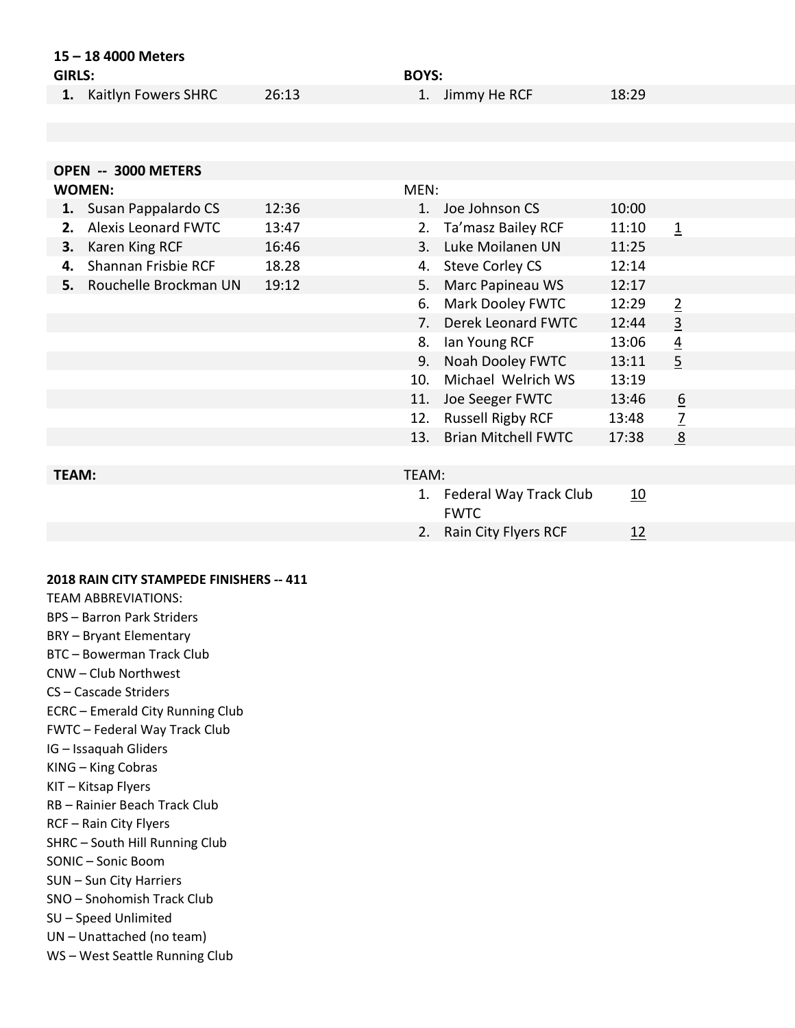**15 – 18 4000 Meters**

| GIRLS: | | | BOYS: | | | |
|---|---|---|---|---|---|---|
| **1.** | Kaitlyn Fowers SHRC | 26:13 | 1. | Jimmy He RCF | 18:29 | |

**OPEN -- 3000 METERS**

| WOMEN: | | | MEN: | | | |
|---|---|---|---|---|---|---|
| **1.** | Susan Pappalardo CS | 12:36 | 1. | Joe Johnson CS | 10:00 | |
| **2.** | Alexis Leonard FWTC | 13:47 | 2. | Ta'masz Bailey RCF | 11:10 | 1 |
| **3.** | Karen King RCF | 16:46 | 3. | Luke Moilanen UN | 11:25 | |
| **4.** | Shannan Frisbie RCF | 18.28 | 4. | Steve Corley CS | 12:14 | |
| **5.** | Rouchelle Brockman UN | 19:12 | 5. | Marc Papineau WS | 12:17 | |
| | | | 6. | Mark Dooley FWTC | 12:29 | 2 |
| | | | 7. | Derek Leonard FWTC | 12:44 | 3 |
| | | | 8. | Ian Young RCF | 13:06 | 4 |
| | | | 9. | Noah Dooley FWTC | 13:11 | 5 |
| | | | 10. | Michael Welrich WS | 13:19 | |
| | | | 11. | Joe Seeger FWTC | 13:46 | 6 |
| | | | 12. | Russell Rigby RCF | 13:48 | 7 |
| | | | 13. | Brian Mitchell FWTC | 17:38 | 8 |

| TEAM: | | | TEAM: | | | |
|---|---|---|---|---|---|---|
| | | | 1. | Federal Way Track Club FWTC | 10 | |
| | | | 2. | Rain City Flyers RCF | 12 | |

**2018 RAIN CITY STAMPEDE FINISHERS -- 411**

TEAM ABBREVIATIONS:

BPS – Barron Park Striders
BRY – Bryant Elementary
BTC – Bowerman Track Club
CNW – Club Northwest
CS – Cascade Striders
ECRC – Emerald City Running Club
FWTC – Federal Way Track Club
IG – Issaquah Gliders
KING – King Cobras
KIT – Kitsap Flyers
RB – Rainier Beach Track Club
RCF – Rain City Flyers
SHRC – South Hill Running Club
SONIC – Sonic Boom
SUN – Sun City Harriers
SNO – Snohomish Track Club
SU – Speed Unlimited
UN – Unattached (no team)
WS – West Seattle Running Club